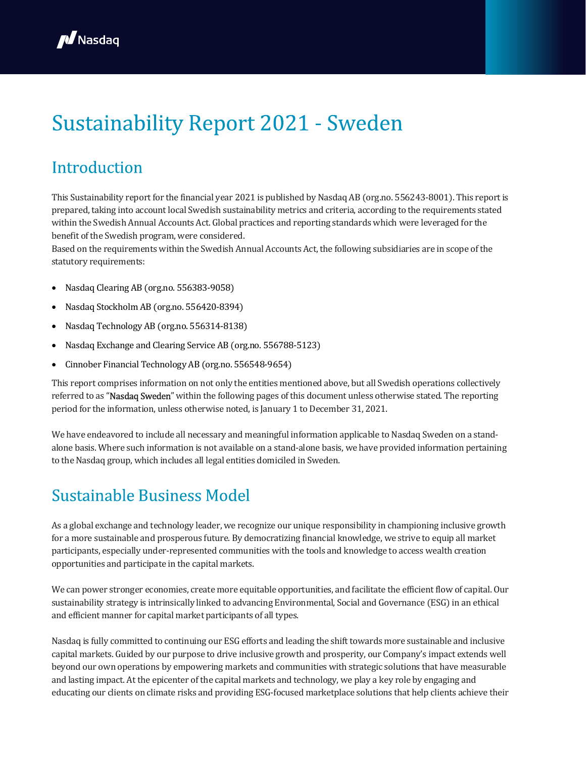# Sustainability Report 2021 - Sweden

## Introduction

This Sustainability report for the financial year 2021 is published by Nasdaq AB (org.no. 556243-8001). This report is prepared, taking into account local Swedish sustainability metrics and criteria, according to the requirements stated within the Swedish Annual Accounts Act. Global practices and reporting standards which were leveraged for the benefit of the Swedish program, were considered.
Based on the requirements within the Swedish Annual Accounts Act, the following subsidiaries are in scope of the statutory requirements:

- Nasdaq Clearing AB (org.no. 556383-9058)
- Nasdaq Stockholm AB (org.no. 556420-8394)
- Nasdaq Technology AB (org.no. 556314-8138)
- Nasdaq Exchange and Clearing Service AB (org.no. 556788-5123)
- Cinnober Financial Technology AB (org.no. 556548-9654)

This report comprises information on not only the entities mentioned above, but all Swedish operations collectively referred to as "Nasdaq Sweden" within the following pages of this document unless otherwise stated. The reporting period for the information, unless otherwise noted, is January 1 to December 31, 2021.

We have endeavored to include all necessary and meaningful information applicable to Nasdaq Sweden on a stand-alone basis. Where such information is not available on a stand-alone basis, we have provided information pertaining to the Nasdaq group, which includes all legal entities domiciled in Sweden.

## Sustainable Business Model

As a global exchange and technology leader, we recognize our unique responsibility in championing inclusive growth for a more sustainable and prosperous future. By democratizing financial knowledge, we strive to equip all market participants, especially under-represented communities with the tools and knowledge to access wealth creation opportunities and participate in the capital markets.

We can power stronger economies, create more equitable opportunities, and facilitate the efficient flow of capital. Our sustainability strategy is intrinsically linked to advancing Environmental, Social and Governance (ESG) in an ethical and efficient manner for capital market participants of all types.

Nasdaq is fully committed to continuing our ESG efforts and leading the shift towards more sustainable and inclusive capital markets. Guided by our purpose to drive inclusive growth and prosperity, our Company's impact extends well beyond our own operations by empowering markets and communities with strategic solutions that have measurable and lasting impact. At the epicenter of the capital markets and technology, we play a key role by engaging and educating our clients on climate risks and providing ESG-focused marketplace solutions that help clients achieve their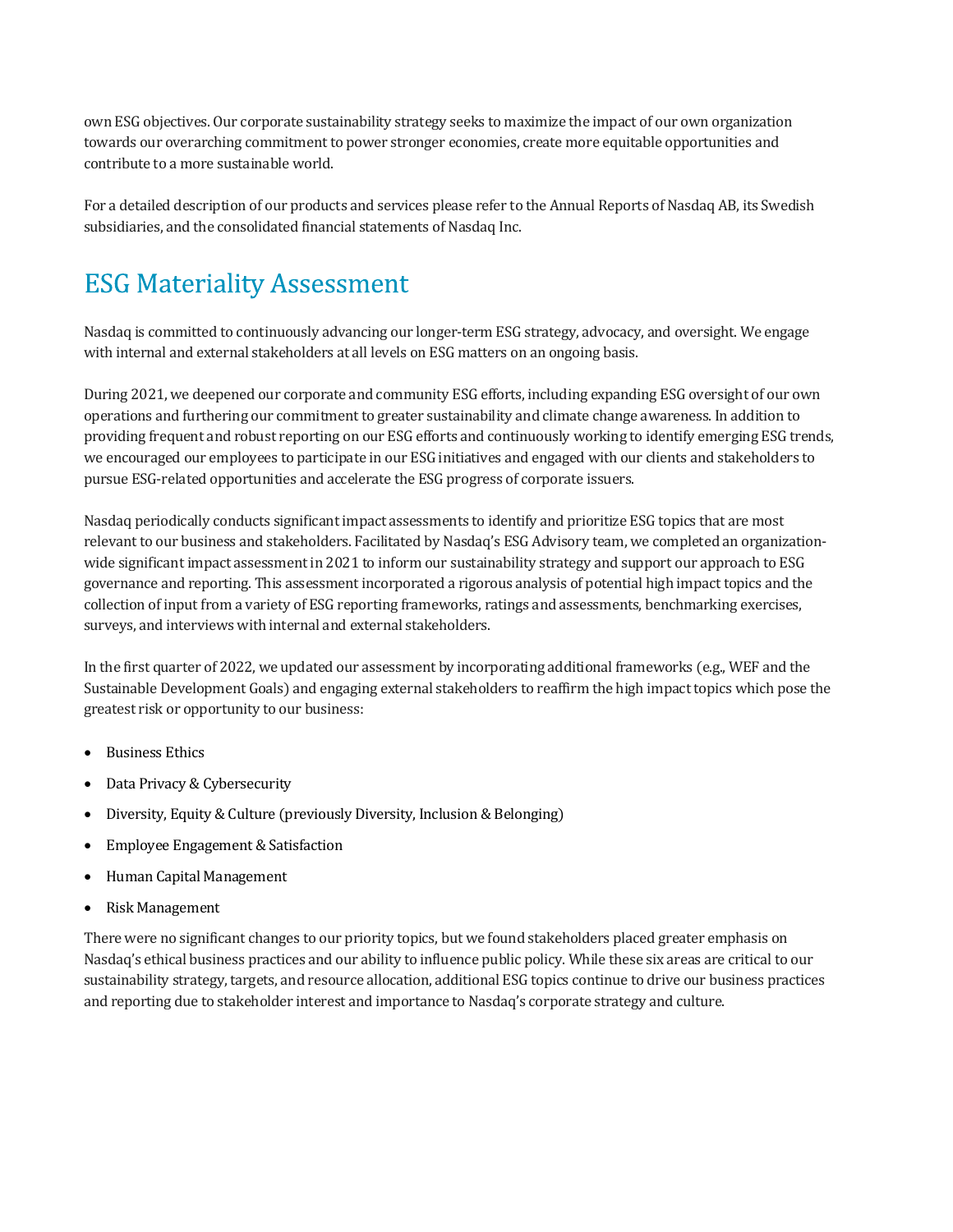own ESG objectives. Our corporate sustainability strategy seeks to maximize the impact of our own organization towards our overarching commitment to power stronger economies, create more equitable opportunities and contribute to a more sustainable world.

For a detailed description of our products and services please refer to the Annual Reports of Nasdaq AB, its Swedish subsidiaries, and the consolidated financial statements of Nasdaq Inc.

## ESG Materiality Assessment

Nasdaq is committed to continuously advancing our longer-term ESG strategy, advocacy, and oversight. We engage with internal and external stakeholders at all levels on ESG matters on an ongoing basis.

During 2021, we deepened our corporate and community ESG efforts, including expanding ESG oversight of our own operations and furthering our commitment to greater sustainability and climate change awareness. In addition to providing frequent and robust reporting on our ESG efforts and continuously working to identify emerging ESG trends, we encouraged our employees to participate in our ESG initiatives and engaged with our clients and stakeholders to pursue ESG-related opportunities and accelerate the ESG progress of corporate issuers.

Nasdaq periodically conducts significant impact assessments to identify and prioritize ESG topics that are most relevant to our business and stakeholders. Facilitated by Nasdaq's ESG Advisory team, we completed an organization-wide significant impact assessment in 2021 to inform our sustainability strategy and support our approach to ESG governance and reporting. This assessment incorporated a rigorous analysis of potential high impact topics and the collection of input from a variety of ESG reporting frameworks, ratings and assessments, benchmarking exercises, surveys, and interviews with internal and external stakeholders.

In the first quarter of 2022, we updated our assessment by incorporating additional frameworks (e.g., WEF and the Sustainable Development Goals) and engaging external stakeholders to reaffirm the high impact topics which pose the greatest risk or opportunity to our business:

- Business Ethics
- Data Privacy & Cybersecurity
- Diversity, Equity & Culture (previously Diversity, Inclusion & Belonging)
- Employee Engagement & Satisfaction
- Human Capital Management
- Risk Management

There were no significant changes to our priority topics, but we found stakeholders placed greater emphasis on Nasdaq's ethical business practices and our ability to influence public policy. While these six areas are critical to our sustainability strategy, targets, and resource allocation, additional ESG topics continue to drive our business practices and reporting due to stakeholder interest and importance to Nasdaq's corporate strategy and culture.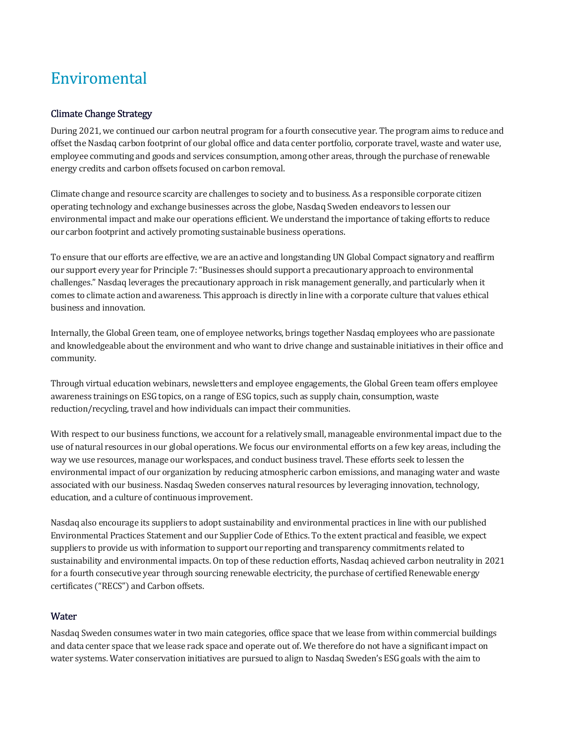# Enviromental

## Climate Change Strategy

During 2021, we continued our carbon neutral program for a fourth consecutive year. The program aims to reduce and offset the Nasdaq carbon footprint of our global office and data center portfolio, corporate travel, waste and water use, employee commuting and goods and services consumption, among other areas, through the purchase of renewable energy credits and carbon offsets focused on carbon removal.

Climate change and resource scarcity are challenges to society and to business. As a responsible corporate citizen operating technology and exchange businesses across the globe, Nasdaq Sweden endeavors to lessen our environmental impact and make our operations efficient. We understand the importance of taking efforts to reduce our carbon footprint and actively promoting sustainable business operations.

To ensure that our efforts are effective, we are an active and longstanding UN Global Compact signatory and reaffirm our support every year for Principle 7: "Businesses should support a precautionary approach to environmental challenges." Nasdaq leverages the precautionary approach in risk management generally, and particularly when it comes to climate action and awareness. This approach is directly in line with a corporate culture that values ethical business and innovation.

Internally, the Global Green team, one of employee networks, brings together Nasdaq employees who are passionate and knowledgeable about the environment and who want to drive change and sustainable initiatives in their office and community.

Through virtual education webinars, newsletters and employee engagements, the Global Green team offers employee awareness trainings on ESG topics, on a range of ESG topics, such as supply chain, consumption, waste reduction/recycling, travel and how individuals can impact their communities.

With respect to our business functions, we account for a relatively small, manageable environmental impact due to the use of natural resources in our global operations. We focus our environmental efforts on a few key areas, including the way we use resources, manage our workspaces, and conduct business travel. These efforts seek to lessen the environmental impact of our organization by reducing atmospheric carbon emissions, and managing water and waste associated with our business. Nasdaq Sweden conserves natural resources by leveraging innovation, technology, education, and a culture of continuous improvement.

Nasdaq also encourage its suppliers to adopt sustainability and environmental practices in line with our published Environmental Practices Statement and our Supplier Code of Ethics. To the extent practical and feasible, we expect suppliers to provide us with information to support our reporting and transparency commitments related to sustainability and environmental impacts. On top of these reduction efforts, Nasdaq achieved carbon neutrality in 2021 for a fourth consecutive year through sourcing renewable electricity, the purchase of certified Renewable energy certificates ("RECS") and Carbon offsets.

## Water

Nasdaq Sweden consumes water in two main categories, office space that we lease from within commercial buildings and data center space that we lease rack space and operate out of. We therefore do not have a significant impact on water systems. Water conservation initiatives are pursued to align to Nasdaq Sweden's ESG goals with the aim to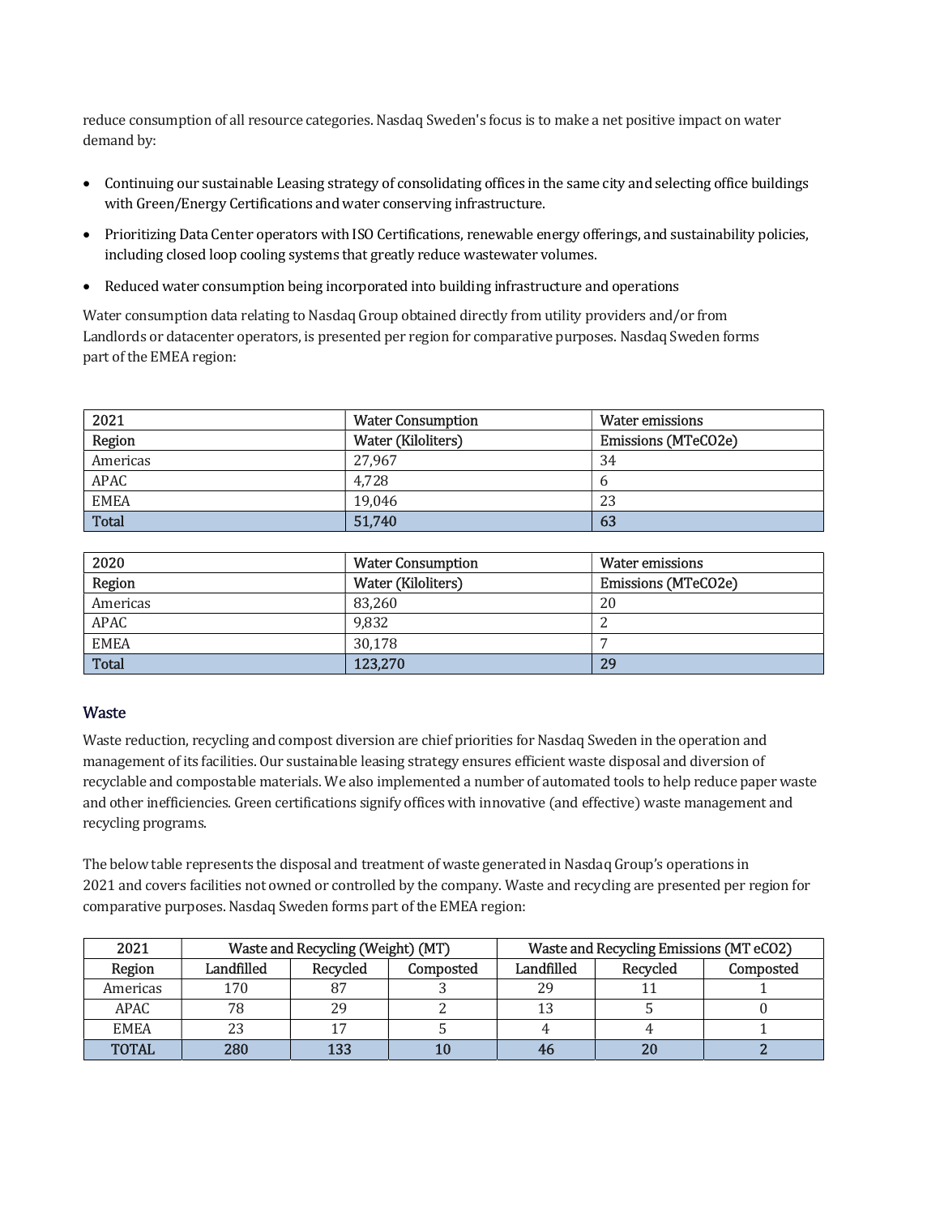reduce consumption of all resource categories. Nasdaq Sweden's focus is to make a net positive impact on water demand by:

- Continuing our sustainable Leasing strategy of consolidating offices in the same city and selecting office buildings with Green/Energy Certifications and water conserving infrastructure.
- Prioritizing Data Center operators with ISO Certifications, renewable energy offerings, and sustainability policies, including closed loop cooling systems that greatly reduce wastewater volumes.
- Reduced water consumption being incorporated into building infrastructure and operations

Water consumption data relating to Nasdaq Group obtained directly from utility providers and/or from Landlords or datacenter operators, is presented per region for comparative purposes. Nasdaq Sweden forms part of the EMEA region:

| 2021 | Water Consumption | Water emissions |
|---|---|---|
| Region | Water (Kiloliters) | Emissions (MTeCO2e) |
| Americas | 27,967 | 34 |
| APAC | 4,728 | 6 |
| EMEA | 19,046 | 23 |
| **Total** | **51,740** | **63** |

| 2020 | Water Consumption | Water emissions |
|---|---|---|
| Region | Water (Kiloliters) | Emissions (MTeCO2e) |
| Americas | 83,260 | 20 |
| APAC | 9,832 | 2 |
| EMEA | 30,178 | 7 |
| **Total** | **123,270** | **29** |

## Waste

Waste reduction, recycling and compost diversion are chief priorities for Nasdaq Sweden in the operation and management of its facilities. Our sustainable leasing strategy ensures efficient waste disposal and diversion of recyclable and compostable materials. We also implemented a number of automated tools to help reduce paper waste and other inefficiencies. Green certifications signify offices with innovative (and effective) waste management and recycling programs.

The below table represents the disposal and treatment of waste generated in Nasdaq Group's operations in 2021 and covers facilities not owned or controlled by the company. Waste and recycling are presented per region for comparative purposes. Nasdaq Sweden forms part of the EMEA region:

| 2021 | Waste and Recycling (Weight) (MT) | | | Waste and Recycling Emissions (MT eCO2) | | |
|---|---|---|---|---|---|---|
| Region | Landfilled | Recycled | Composted | Landfilled | Recycled | Composted |
| Americas | 170 | 87 | 3 | 29 | 11 | 1 |
| APAC | 78 | 29 | 2 | 13 | 5 | 0 |
| EMEA | 23 | 17 | 5 | 4 | 4 | 1 |
| **TOTAL** | **280** | **133** | **10** | **46** | **20** | **2** |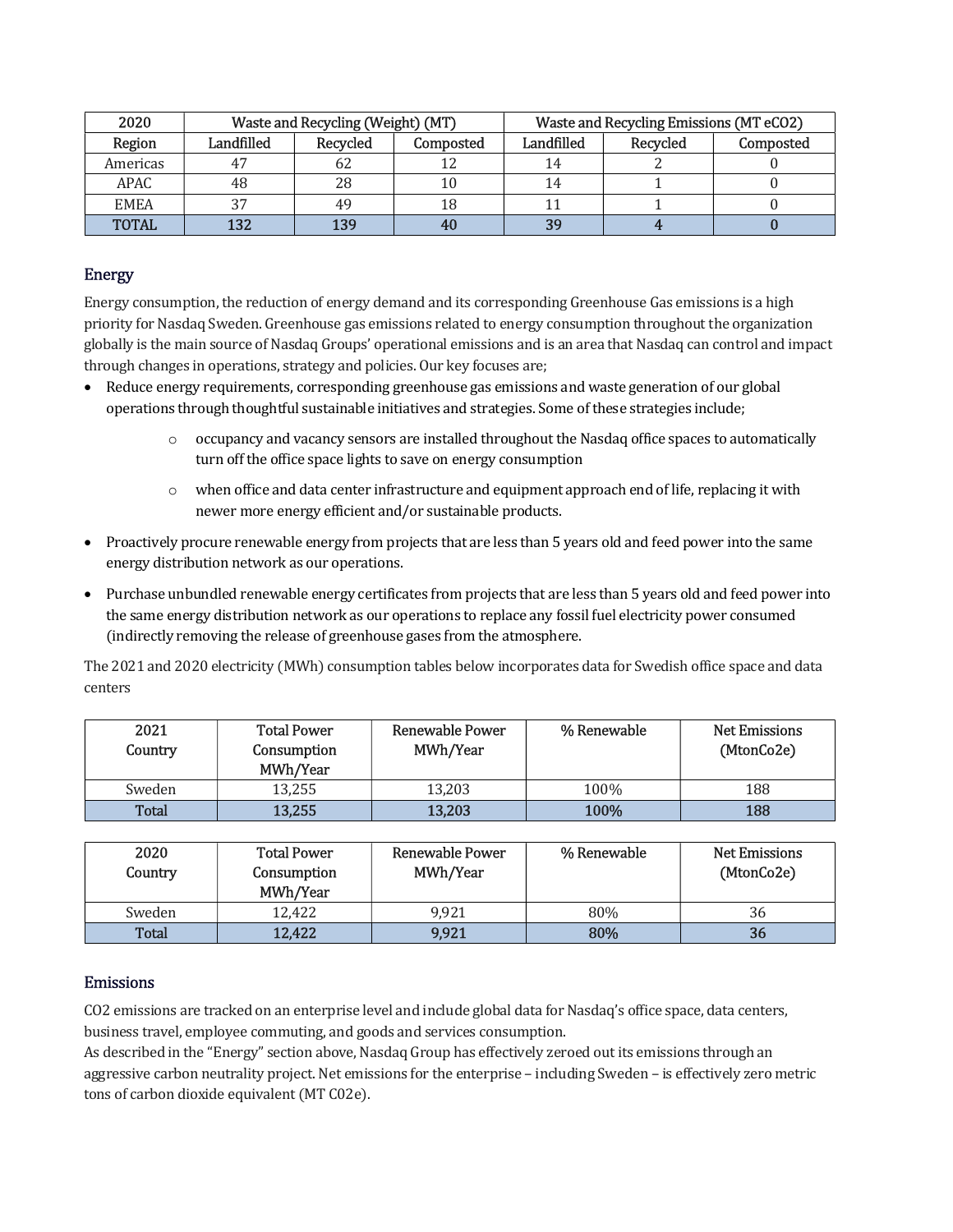| 2020 | Waste and Recycling (Weight) (MT) | | | Waste and Recycling Emissions (MT eCO2) | | |
|---|---|---|---|---|---|---|
| Region | Landfilled | Recycled | Composted | Landfilled | Recycled | Composted |
| Americas | 47 | 62 | 12 | 14 | 2 | 0 |
| APAC | 48 | 28 | 10 | 14 | 1 | 0 |
| EMEA | 37 | 49 | 18 | 11 | 1 | 0 |
| **TOTAL** | **132** | **139** | **40** | **39** | **4** | **0** |

## Energy

Energy consumption, the reduction of energy demand and its corresponding Greenhouse Gas emissions is a high priority for Nasdaq Sweden. Greenhouse gas emissions related to energy consumption throughout the organization globally is the main source of Nasdaq Groups' operational emissions and is an area that Nasdaq can control and impact through changes in operations, strategy and policies. Our key focuses are;

- Reduce energy requirements, corresponding greenhouse gas emissions and waste generation of our global operations through thoughtful sustainable initiatives and strategies. Some of these strategies include;
  - occupancy and vacancy sensors are installed throughout the Nasdaq office spaces to automatically turn off the office space lights to save on energy consumption
  - when office and data center infrastructure and equipment approach end of life, replacing it with newer more energy efficient and/or sustainable products.
- Proactively procure renewable energy from projects that are less than 5 years old and feed power into the same energy distribution network as our operations.
- Purchase unbundled renewable energy certificates from projects that are less than 5 years old and feed power into the same energy distribution network as our operations to replace any fossil fuel electricity power consumed (indirectly removing the release of greenhouse gases from the atmosphere.

The 2021 and 2020 electricity (MWh) consumption tables below incorporates data for Swedish office space and data centers

| 2021 Country | Total Power Consumption MWh/Year | Renewable Power MWh/Year | % Renewable | Net Emissions (MtonCo2e) |
|---|---|---|---|---|
| Sweden | 13,255 | 13,203 | 100% | 188 |
| **Total** | **13,255** | **13,203** | **100%** | **188** |

| 2020 Country | Total Power Consumption MWh/Year | Renewable Power MWh/Year | % Renewable | Net Emissions (MtonCo2e) |
|---|---|---|---|---|
| Sweden | 12,422 | 9,921 | 80% | 36 |
| **Total** | **12,422** | **9,921** | **80%** | **36** |

## Emissions

$CO_2$ emissions are tracked on an enterprise level and include global data for Nasdaq's office space, data centers, business travel, employee commuting, and goods and services consumption.

As described in the "Energy" section above, Nasdaq Group has effectively zeroed out its emissions through an aggressive carbon neutrality project. Net emissions for the enterprise – including Sweden – is effectively zero metric tons of carbon dioxide equivalent (MT C02e).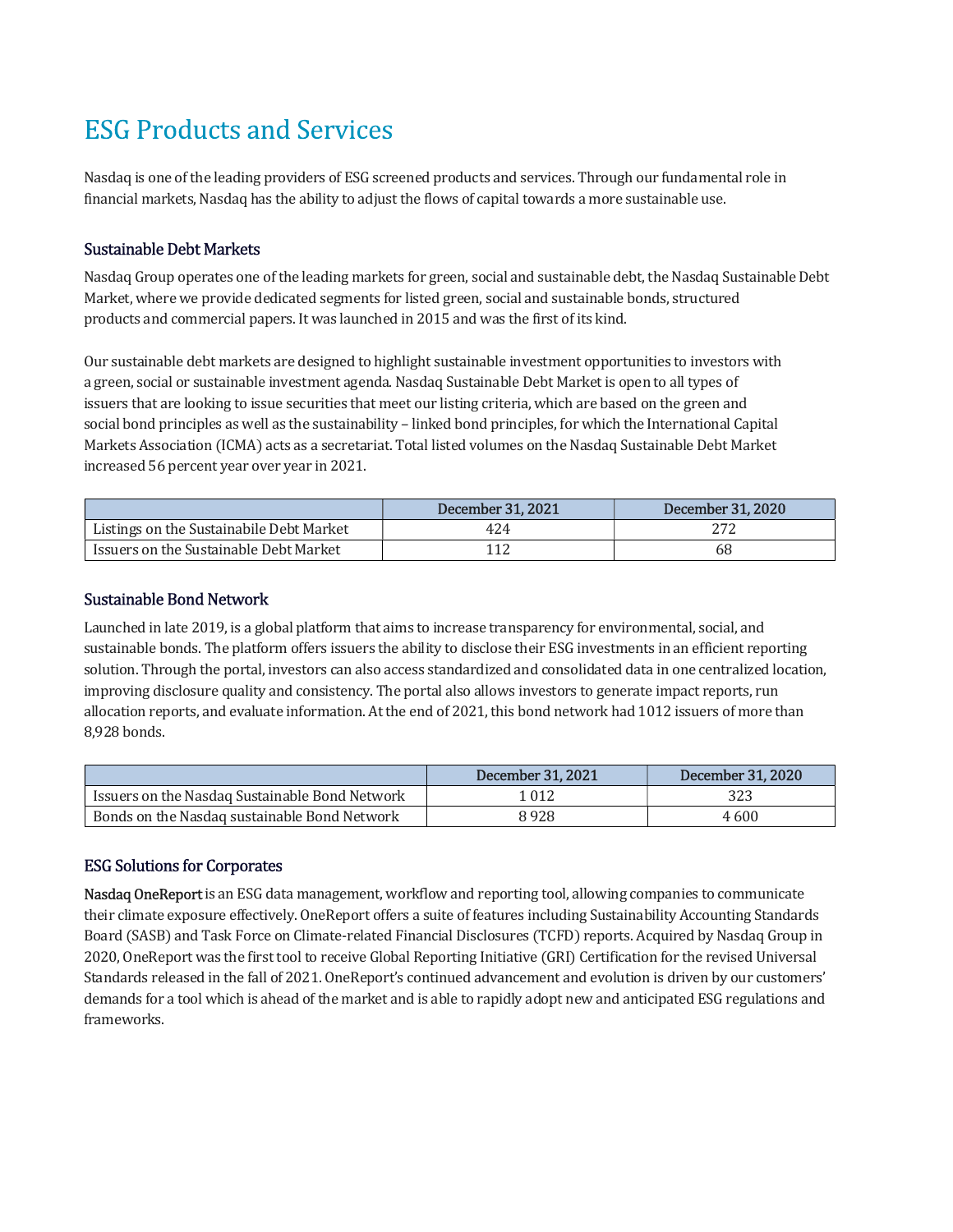# ESG Products and Services

Nasdaq is one of the leading providers of ESG screened products and services. Through our fundamental role in financial markets, Nasdaq has the ability to adjust the flows of capital towards a more sustainable use.

## Sustainable Debt Markets

Nasdaq Group operates one of the leading markets for green, social and sustainable debt, the Nasdaq Sustainable Debt Market, where we provide dedicated segments for listed green, social and sustainable bonds, structured products and commercial papers. It was launched in 2015 and was the first of its kind.

Our sustainable debt markets are designed to highlight sustainable investment opportunities to investors with a green, social or sustainable investment agenda. Nasdaq Sustainable Debt Market is open to all types of issuers that are looking to issue securities that meet our listing criteria, which are based on the green and social bond principles as well as the sustainability – linked bond principles, for which the International Capital Markets Association (ICMA) acts as a secretariat. Total listed volumes on the Nasdaq Sustainable Debt Market increased 56 percent year over year in 2021.

| | December 31, 2021 | December 31, 2020 |
|---|---|---|
| Listings on the Sustainabile Debt Market | 424 | 272 |
| Issuers on the Sustainable Debt Market | 112 | 68 |

## Sustainable Bond Network

Launched in late 2019, is a global platform that aims to increase transparency for environmental, social, and sustainable bonds. The platform offers issuers the ability to disclose their ESG investments in an efficient reporting solution. Through the portal, investors can also access standardized and consolidated data in one centralized location, improving disclosure quality and consistency. The portal also allows investors to generate impact reports, run allocation reports, and evaluate information. At the end of 2021, this bond network had 1012 issuers of more than 8,928 bonds.

| | December 31, 2021 | December 31, 2020 |
|---|---|---|
| Issuers on the Nasdaq Sustainable Bond Network | 1 012 | 323 |
| Bonds on the Nasdaq sustainable Bond Network | 8 928 | 4 600 |

## ESG Solutions for Corporates

**Nasdaq OneReport** is an ESG data management, workflow and reporting tool, allowing companies to communicate their climate exposure effectively. OneReport offers a suite of features including Sustainability Accounting Standards Board (SASB) and Task Force on Climate-related Financial Disclosures (TCFD) reports. Acquired by Nasdaq Group in 2020, OneReport was the first tool to receive Global Reporting Initiative (GRI) Certification for the revised Universal Standards released in the fall of 2021. OneReport's continued advancement and evolution is driven by our customers' demands for a tool which is ahead of the market and is able to rapidly adopt new and anticipated ESG regulations and frameworks.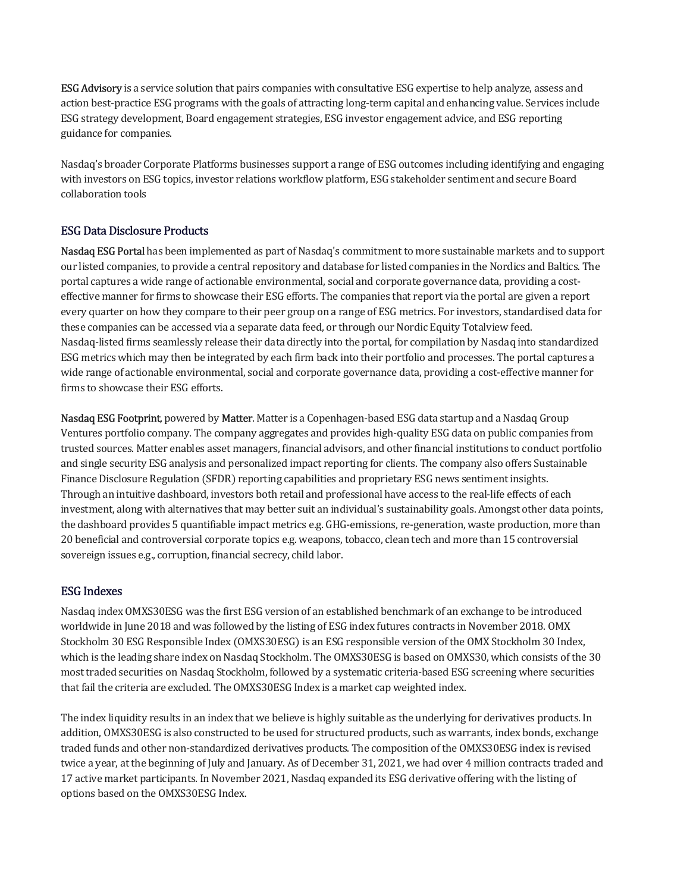**ESG Advisory** is a service solution that pairs companies with consultative ESG expertise to help analyze, assess and action best-practice ESG programs with the goals of attracting long-term capital and enhancing value. Services include ESG strategy development, Board engagement strategies, ESG investor engagement advice, and ESG reporting guidance for companies.

Nasdaq's broader Corporate Platforms businesses support a range of ESG outcomes including identifying and engaging with investors on ESG topics, investor relations workflow platform, ESG stakeholder sentiment and secure Board collaboration tools

## ESG Data Disclosure Products

**Nasdaq ESG Portal** has been implemented as part of Nasdaq's commitment to more sustainable markets and to support our listed companies, to provide a central repository and database for listed companies in the Nordics and Baltics. The portal captures a wide range of actionable environmental, social and corporate governance data, providing a cost-effective manner for firms to showcase their ESG efforts. The companies that report via the portal are given a report every quarter on how they compare to their peer group on a range of ESG metrics. For investors, standardised data for these companies can be accessed via a separate data feed, or through our Nordic Equity Totalview feed. Nasdaq-listed firms seamlessly release their data directly into the portal, for compilation by Nasdaq into standardized ESG metrics which may then be integrated by each firm back into their portfolio and processes. The portal captures a wide range of actionable environmental, social and corporate governance data, providing a cost-effective manner for firms to showcase their ESG efforts.

**Nasdaq ESG Footprint**, powered by **Matter**. Matter is a Copenhagen-based ESG data startup and a Nasdaq Group Ventures portfolio company. The company aggregates and provides high-quality ESG data on public companies from trusted sources. Matter enables asset managers, financial advisors, and other financial institutions to conduct portfolio and single security ESG analysis and personalized impact reporting for clients. The company also offers Sustainable Finance Disclosure Regulation (SFDR) reporting capabilities and proprietary ESG news sentiment insights. Through an intuitive dashboard, investors both retail and professional have access to the real-life effects of each investment, along with alternatives that may better suit an individual's sustainability goals. Amongst other data points, the dashboard provides 5 quantifiable impact metrics e.g. GHG-emissions, re-generation, waste production, more than 20 beneficial and controversial corporate topics e.g. weapons, tobacco, clean tech and more than 15 controversial sovereign issues e.g., corruption, financial secrecy, child labor.

## ESG Indexes

Nasdaq index OMXS30ESG was the first ESG version of an established benchmark of an exchange to be introduced worldwide in June 2018 and was followed by the listing of ESG index futures contracts in November 2018. OMX Stockholm 30 ESG Responsible Index (OMXS30ESG) is an ESG responsible version of the OMX Stockholm 30 Index, which is the leading share index on Nasdaq Stockholm. The OMXS30ESG is based on OMXS30, which consists of the 30 most traded securities on Nasdaq Stockholm, followed by a systematic criteria-based ESG screening where securities that fail the criteria are excluded. The OMXS30ESG Index is a market cap weighted index.

The index liquidity results in an index that we believe is highly suitable as the underlying for derivatives products. In addition, OMXS30ESG is also constructed to be used for structured products, such as warrants, index bonds, exchange traded funds and other non-standardized derivatives products. The composition of the OMXS30ESG index is revised twice a year, at the beginning of July and January. As of December 31, 2021, we had over 4 million contracts traded and 17 active market participants. In November 2021, Nasdaq expanded its ESG derivative offering with the listing of options based on the OMXS30ESG Index.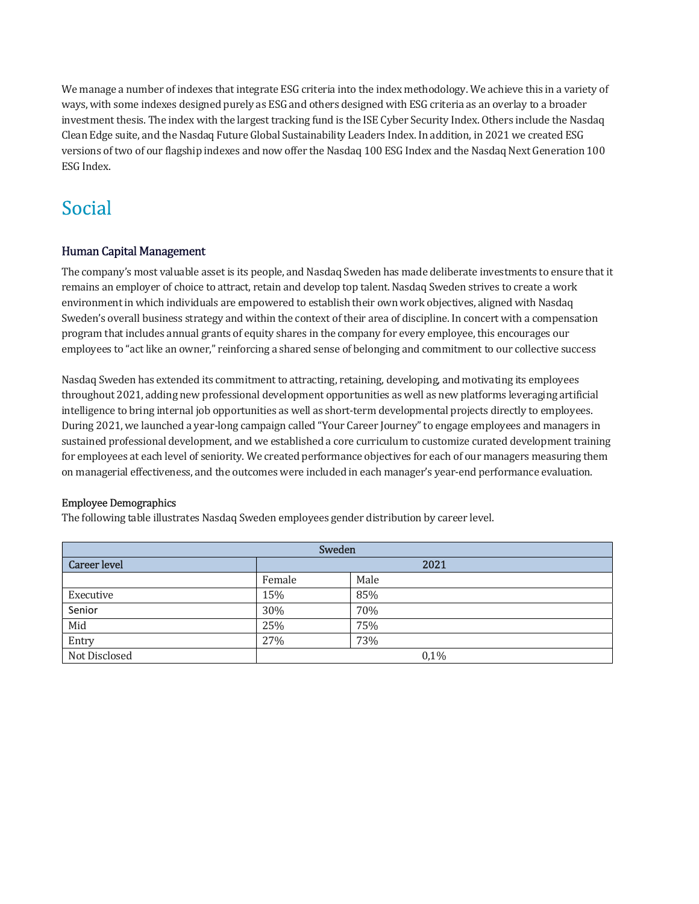We manage a number of indexes that integrate ESG criteria into the index methodology. We achieve this in a variety of ways, with some indexes designed purely as ESG and others designed with ESG criteria as an overlay to a broader investment thesis. The index with the largest tracking fund is the ISE Cyber Security Index. Others include the Nasdaq Clean Edge suite, and the Nasdaq Future Global Sustainability Leaders Index. In addition, in 2021 we created ESG versions of two of our flagship indexes and now offer the Nasdaq 100 ESG Index and the Nasdaq Next Generation 100 ESG Index.

# Social

## Human Capital Management

The company's most valuable asset is its people, and Nasdaq Sweden has made deliberate investments to ensure that it remains an employer of choice to attract, retain and develop top talent. Nasdaq Sweden strives to create a work environment in which individuals are empowered to establish their own work objectives, aligned with Nasdaq Sweden's overall business strategy and within the context of their area of discipline. In concert with a compensation program that includes annual grants of equity shares in the company for every employee, this encourages our employees to "act like an owner," reinforcing a shared sense of belonging and commitment to our collective success

Nasdaq Sweden has extended its commitment to attracting, retaining, developing, and motivating its employees throughout 2021, adding new professional development opportunities as well as new platforms leveraging artificial intelligence to bring internal job opportunities as well as short-term developmental projects directly to employees. During 2021, we launched a year-long campaign called "Your Career Journey" to engage employees and managers in sustained professional development, and we established a core curriculum to customize curated development training for employees at each level of seniority. We created performance objectives for each of our managers measuring them on managerial effectiveness, and the outcomes were included in each manager's year-end performance evaluation.

### Employee Demographics

The following table illustrates Nasdaq Sweden employees gender distribution by career level.

| Sweden | | |
|---|---|---|
| Career level | 2021 | |
| | Female | Male |
| Executive | 15% | 85% |
| Senior | 30% | 70% |
| Mid | 25% | 75% |
| Entry | 27% | 73% |
| Not Disclosed | 0,1% | |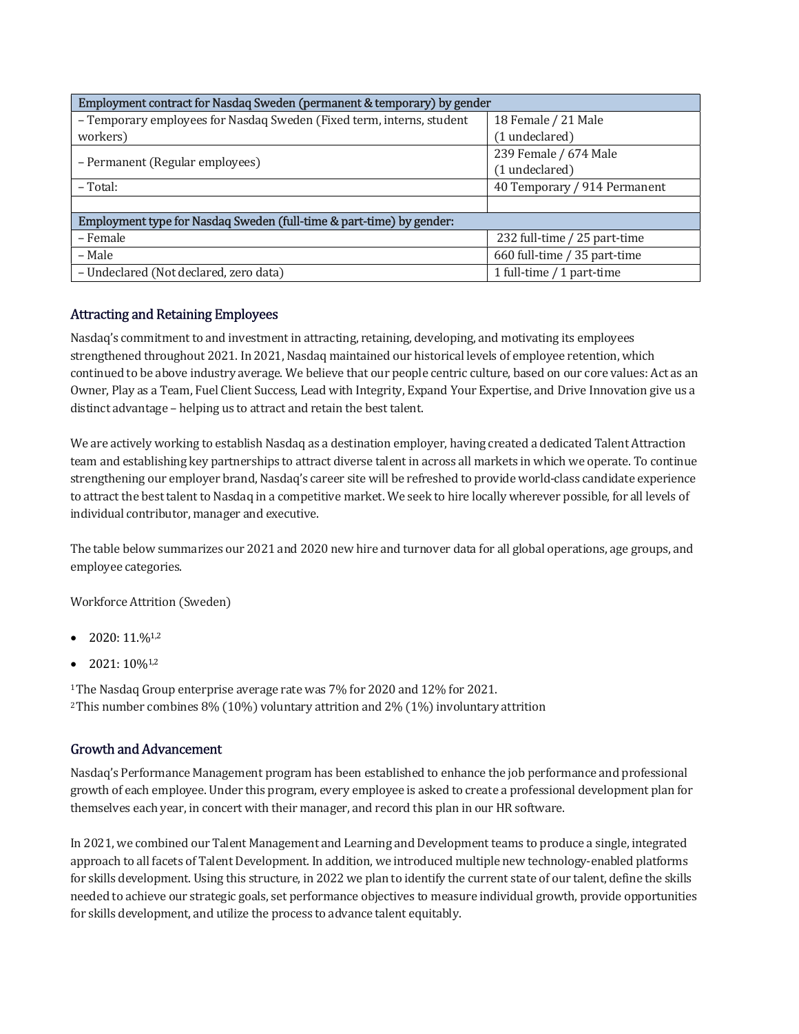| Employment contract for Nasdaq Sweden (permanent & temporary) by gender | |
|---|---|
| – Temporary employees for Nasdaq Sweden (Fixed term, interns, student workers) | 18 Female / 21 Male (1 undeclared) |
| – Permanent (Regular employees) | 239 Female / 674 Male (1 undeclared) |
| – Total: | 40 Temporary / 914 Permanent |
| | |
| **Employment type for Nasdaq Sweden (full-time & part-time) by gender:** | |
| – Female | 232 full-time / 25 part-time |
| – Male | 660 full-time / 35 part-time |
| – Undeclared (Not declared, zero data) | 1 full-time / 1 part-time |

## Attracting and Retaining Employees

Nasdaq's commitment to and investment in attracting, retaining, developing, and motivating its employees strengthened throughout 2021. In 2021, Nasdaq maintained our historical levels of employee retention, which continued to be above industry average. We believe that our people centric culture, based on our core values: Act as an Owner, Play as a Team, Fuel Client Success, Lead with Integrity, Expand Your Expertise, and Drive Innovation give us a distinct advantage – helping us to attract and retain the best talent.

We are actively working to establish Nasdaq as a destination employer, having created a dedicated Talent Attraction team and establishing key partnerships to attract diverse talent in across all markets in which we operate. To continue strengthening our employer brand, Nasdaq's career site will be refreshed to provide world-class candidate experience to attract the best talent to Nasdaq in a competitive market. We seek to hire locally wherever possible, for all levels of individual contributor, manager and executive.

The table below summarizes our 2021 and 2020 new hire and turnover data for all global operations, age groups, and employee categories.

Workforce Attrition (Sweden)

- 2020: 11.%[1,2]
- 2021: 10%[1,2]

[1] The Nasdaq Group enterprise average rate was 7% for 2020 and 12% for 2021.
[2] This number combines 8% (10%) voluntary attrition and 2% (1%) involuntary attrition

## Growth and Advancement

Nasdaq's Performance Management program has been established to enhance the job performance and professional growth of each employee. Under this program, every employee is asked to create a professional development plan for themselves each year, in concert with their manager, and record this plan in our HR software.

In 2021, we combined our Talent Management and Learning and Development teams to produce a single, integrated approach to all facets of Talent Development. In addition, we introduced multiple new technology-enabled platforms for skills development. Using this structure, in 2022 we plan to identify the current state of our talent, define the skills needed to achieve our strategic goals, set performance objectives to measure individual growth, provide opportunities for skills development, and utilize the process to advance talent equitably.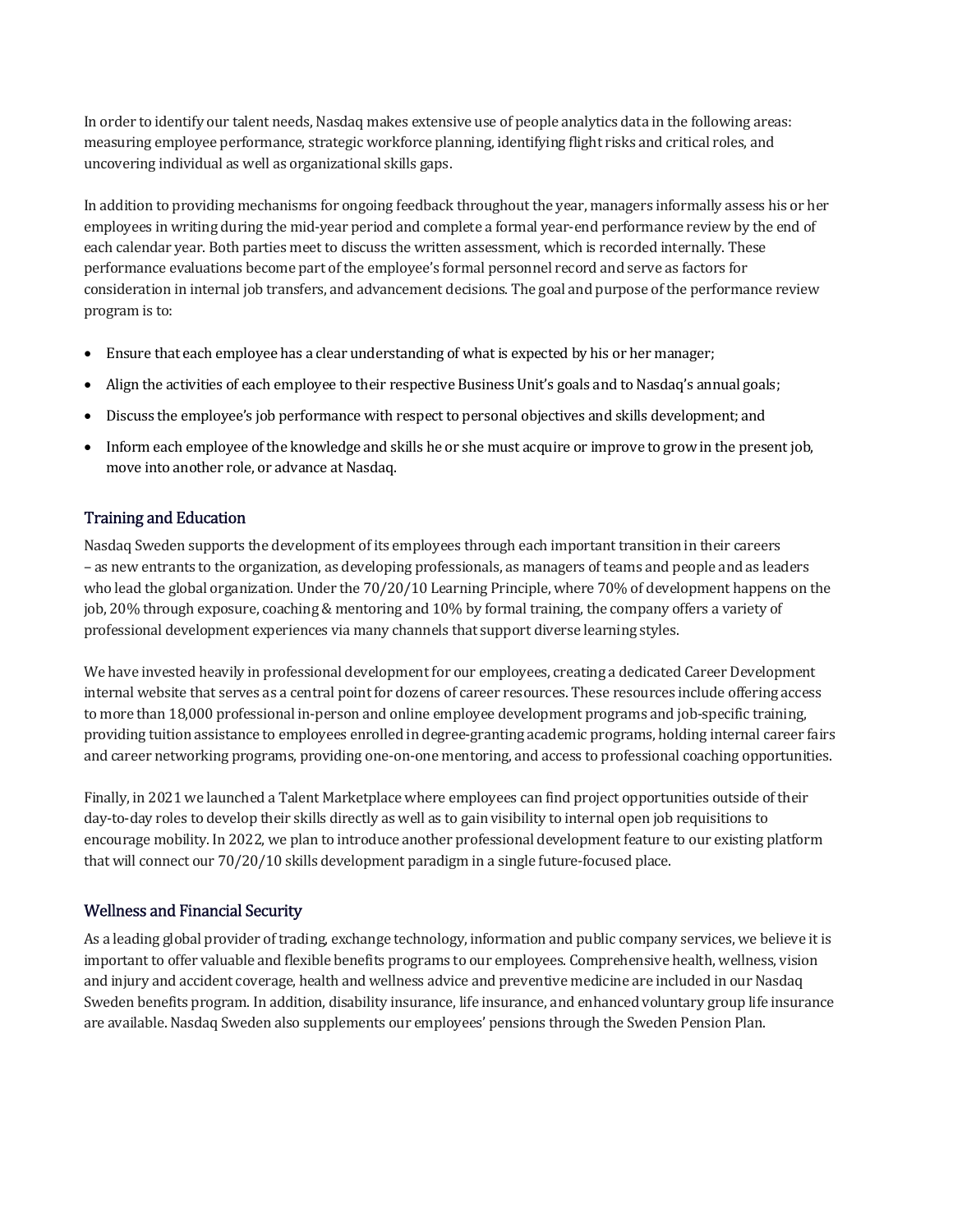In order to identify our talent needs, Nasdaq makes extensive use of people analytics data in the following areas: measuring employee performance, strategic workforce planning, identifying flight risks and critical roles, and uncovering individual as well as organizational skills gaps.

In addition to providing mechanisms for ongoing feedback throughout the year, managers informally assess his or her employees in writing during the mid-year period and complete a formal year-end performance review by the end of each calendar year. Both parties meet to discuss the written assessment, which is recorded internally. These performance evaluations become part of the employee's formal personnel record and serve as factors for consideration in internal job transfers, and advancement decisions. The goal and purpose of the performance review program is to:

- Ensure that each employee has a clear understanding of what is expected by his or her manager;
- Align the activities of each employee to their respective Business Unit's goals and to Nasdaq's annual goals;
- Discuss the employee's job performance with respect to personal objectives and skills development; and
- Inform each employee of the knowledge and skills he or she must acquire or improve to grow in the present job, move into another role, or advance at Nasdaq.

## Training and Education

Nasdaq Sweden supports the development of its employees through each important transition in their careers – as new entrants to the organization, as developing professionals, as managers of teams and people and as leaders who lead the global organization. Under the 70/20/10 Learning Principle, where 70% of development happens on the job, 20% through exposure, coaching & mentoring and 10% by formal training, the company offers a variety of professional development experiences via many channels that support diverse learning styles.

We have invested heavily in professional development for our employees, creating a dedicated Career Development internal website that serves as a central point for dozens of career resources. These resources include offering access to more than 18,000 professional in-person and online employee development programs and job-specific training, providing tuition assistance to employees enrolled in degree-granting academic programs, holding internal career fairs and career networking programs, providing one-on-one mentoring, and access to professional coaching opportunities.

Finally, in 2021 we launched a Talent Marketplace where employees can find project opportunities outside of their day-to-day roles to develop their skills directly as well as to gain visibility to internal open job requisitions to encourage mobility. In 2022, we plan to introduce another professional development feature to our existing platform that will connect our 70/20/10 skills development paradigm in a single future-focused place.

## Wellness and Financial Security

As a leading global provider of trading, exchange technology, information and public company services, we believe it is important to offer valuable and flexible benefits programs to our employees. Comprehensive health, wellness, vision and injury and accident coverage, health and wellness advice and preventive medicine are included in our Nasdaq Sweden benefits program. In addition, disability insurance, life insurance, and enhanced voluntary group life insurance are available. Nasdaq Sweden also supplements our employees' pensions through the Sweden Pension Plan.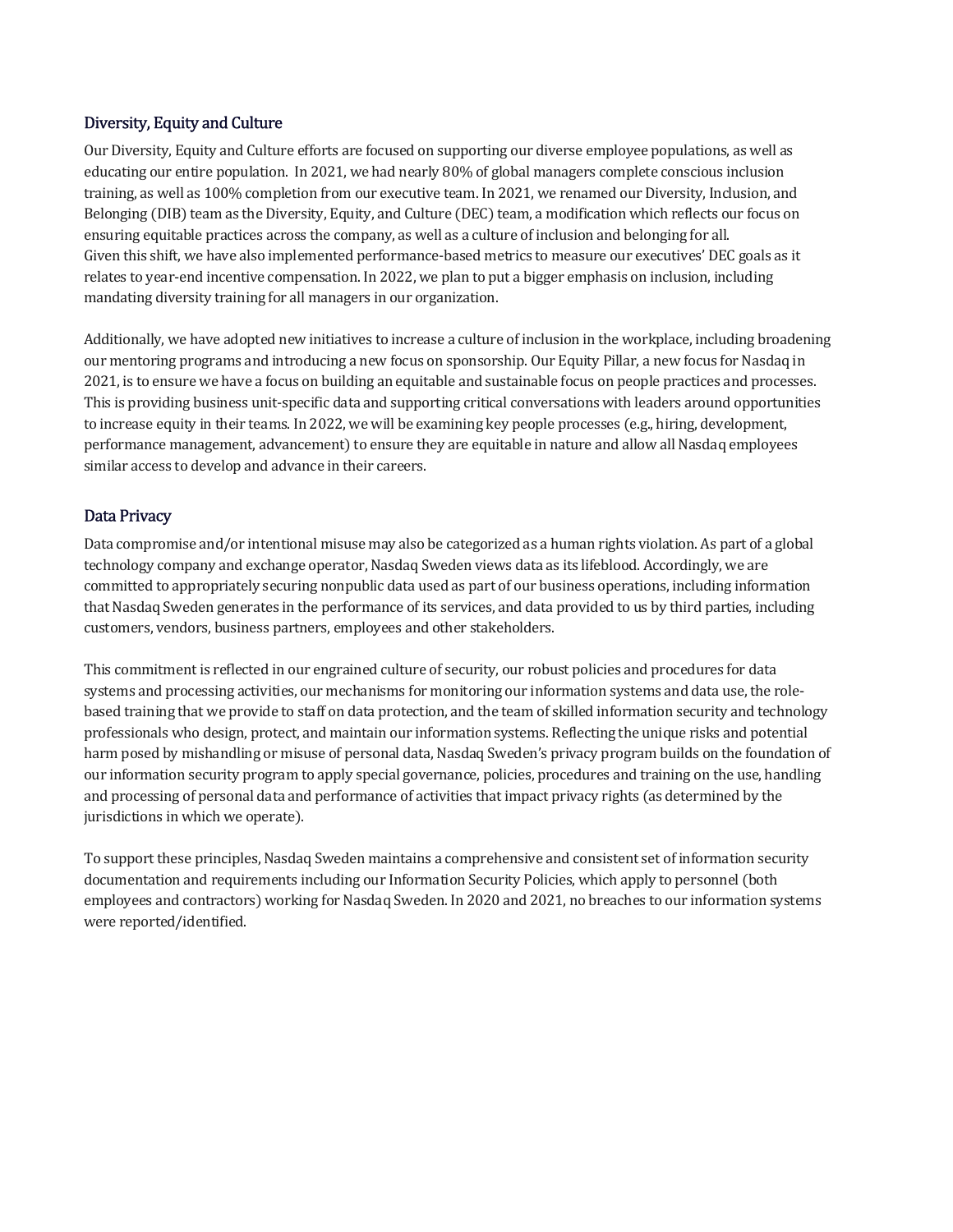## Diversity, Equity and Culture

Our Diversity, Equity and Culture efforts are focused on supporting our diverse employee populations, as well as educating our entire population. In 2021, we had nearly 80% of global managers complete conscious inclusion training, as well as 100% completion from our executive team. In 2021, we renamed our Diversity, Inclusion, and Belonging (DIB) team as the Diversity, Equity, and Culture (DEC) team, a modification which reflects our focus on ensuring equitable practices across the company, as well as a culture of inclusion and belonging for all. Given this shift, we have also implemented performance-based metrics to measure our executives' DEC goals as it relates to year-end incentive compensation. In 2022, we plan to put a bigger emphasis on inclusion, including mandating diversity training for all managers in our organization.

Additionally, we have adopted new initiatives to increase a culture of inclusion in the workplace, including broadening our mentoring programs and introducing a new focus on sponsorship. Our Equity Pillar, a new focus for Nasdaq in 2021, is to ensure we have a focus on building an equitable and sustainable focus on people practices and processes. This is providing business unit-specific data and supporting critical conversations with leaders around opportunities to increase equity in their teams. In 2022, we will be examining key people processes (e.g., hiring, development, performance management, advancement) to ensure they are equitable in nature and allow all Nasdaq employees similar access to develop and advance in their careers.

## Data Privacy

Data compromise and/or intentional misuse may also be categorized as a human rights violation. As part of a global technology company and exchange operator, Nasdaq Sweden views data as its lifeblood. Accordingly, we are committed to appropriately securing nonpublic data used as part of our business operations, including information that Nasdaq Sweden generates in the performance of its services, and data provided to us by third parties, including customers, vendors, business partners, employees and other stakeholders.

This commitment is reflected in our engrained culture of security, our robust policies and procedures for data systems and processing activities, our mechanisms for monitoring our information systems and data use, the role-based training that we provide to staff on data protection, and the team of skilled information security and technology professionals who design, protect, and maintain our information systems. Reflecting the unique risks and potential harm posed by mishandling or misuse of personal data, Nasdaq Sweden's privacy program builds on the foundation of our information security program to apply special governance, policies, procedures and training on the use, handling and processing of personal data and performance of activities that impact privacy rights (as determined by the jurisdictions in which we operate).

To support these principles, Nasdaq Sweden maintains a comprehensive and consistent set of information security documentation and requirements including our Information Security Policies, which apply to personnel (both employees and contractors) working for Nasdaq Sweden. In 2020 and 2021, no breaches to our information systems were reported/identified.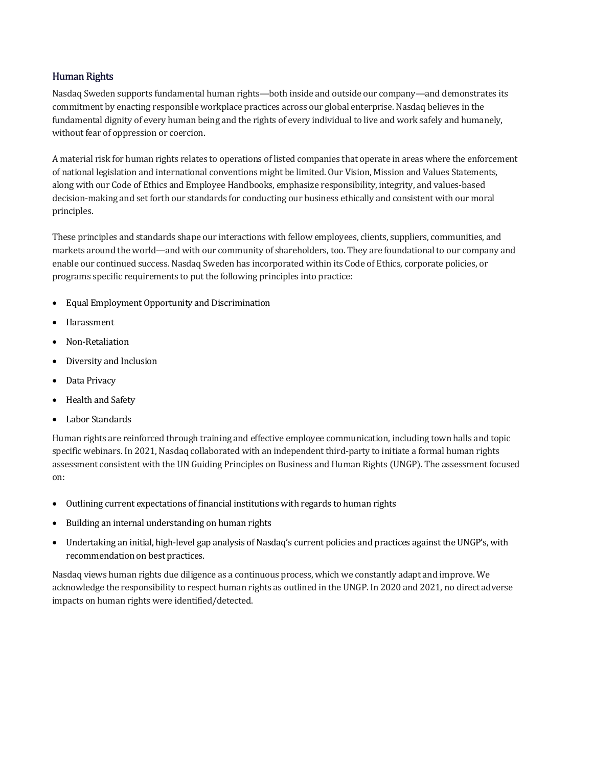## Human Rights

Nasdaq Sweden supports fundamental human rights—both inside and outside our company—and demonstrates its commitment by enacting responsible workplace practices across our global enterprise. Nasdaq believes in the fundamental dignity of every human being and the rights of every individual to live and work safely and humanely, without fear of oppression or coercion.

A material risk for human rights relates to operations of listed companies that operate in areas where the enforcement of national legislation and international conventions might be limited. Our Vision, Mission and Values Statements, along with our Code of Ethics and Employee Handbooks, emphasize responsibility, integrity, and values-based decision-making and set forth our standards for conducting our business ethically and consistent with our moral principles.

These principles and standards shape our interactions with fellow employees, clients, suppliers, communities, and markets around the world—and with our community of shareholders, too. They are foundational to our company and enable our continued success. Nasdaq Sweden has incorporated within its Code of Ethics, corporate policies, or programs specific requirements to put the following principles into practice:

- Equal Employment Opportunity and Discrimination
- Harassment
- Non-Retaliation
- Diversity and Inclusion
- Data Privacy
- Health and Safety
- Labor Standards

Human rights are reinforced through training and effective employee communication, including town halls and topic specific webinars. In 2021, Nasdaq collaborated with an independent third-party to initiate a formal human rights assessment consistent with the UN Guiding Principles on Business and Human Rights (UNGP). The assessment focused on:

- Outlining current expectations of financial institutions with regards to human rights
- Building an internal understanding on human rights
- Undertaking an initial, high-level gap analysis of Nasdaq's current policies and practices against the UNGP's, with recommendation on best practices.

Nasdaq views human rights due diligence as a continuous process, which we constantly adapt and improve. We acknowledge the responsibility to respect human rights as outlined in the UNGP. In 2020 and 2021, no direct adverse impacts on human rights were identified/detected.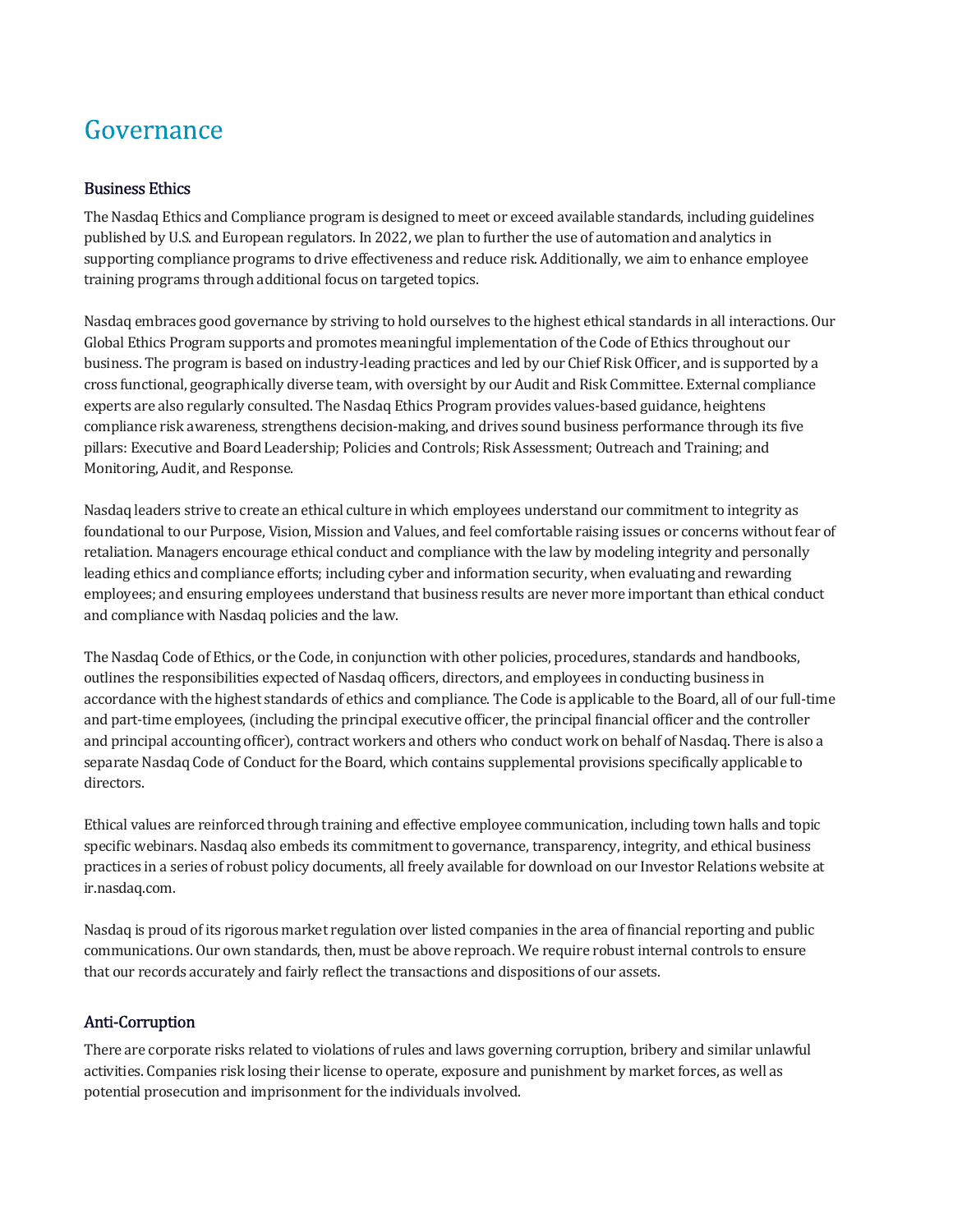# Governance

## Business Ethics

The Nasdaq Ethics and Compliance program is designed to meet or exceed available standards, including guidelines published by U.S. and European regulators. In 2022, we plan to further the use of automation and analytics in supporting compliance programs to drive effectiveness and reduce risk. Additionally, we aim to enhance employee training programs through additional focus on targeted topics.

Nasdaq embraces good governance by striving to hold ourselves to the highest ethical standards in all interactions. Our Global Ethics Program supports and promotes meaningful implementation of the Code of Ethics throughout our business. The program is based on industry-leading practices and led by our Chief Risk Officer, and is supported by a cross functional, geographically diverse team, with oversight by our Audit and Risk Committee. External compliance experts are also regularly consulted. The Nasdaq Ethics Program provides values-based guidance, heightens compliance risk awareness, strengthens decision-making, and drives sound business performance through its five pillars: Executive and Board Leadership; Policies and Controls; Risk Assessment; Outreach and Training; and Monitoring, Audit, and Response.

Nasdaq leaders strive to create an ethical culture in which employees understand our commitment to integrity as foundational to our Purpose, Vision, Mission and Values, and feel comfortable raising issues or concerns without fear of retaliation. Managers encourage ethical conduct and compliance with the law by modeling integrity and personally leading ethics and compliance efforts; including cyber and information security, when evaluating and rewarding employees; and ensuring employees understand that business results are never more important than ethical conduct and compliance with Nasdaq policies and the law.

The Nasdaq Code of Ethics, or the Code, in conjunction with other policies, procedures, standards and handbooks, outlines the responsibilities expected of Nasdaq officers, directors, and employees in conducting business in accordance with the highest standards of ethics and compliance. The Code is applicable to the Board, all of our full-time and part-time employees, (including the principal executive officer, the principal financial officer and the controller and principal accounting officer), contract workers and others who conduct work on behalf of Nasdaq. There is also a separate Nasdaq Code of Conduct for the Board, which contains supplemental provisions specifically applicable to directors.

Ethical values are reinforced through training and effective employee communication, including town halls and topic specific webinars. Nasdaq also embeds its commitment to governance, transparency, integrity, and ethical business practices in a series of robust policy documents, all freely available for download on our Investor Relations website at ir.nasdaq.com.

Nasdaq is proud of its rigorous market regulation over listed companies in the area of financial reporting and public communications. Our own standards, then, must be above reproach. We require robust internal controls to ensure that our records accurately and fairly reflect the transactions and dispositions of our assets.

## Anti-Corruption

There are corporate risks related to violations of rules and laws governing corruption, bribery and similar unlawful activities. Companies risk losing their license to operate, exposure and punishment by market forces, as well as potential prosecution and imprisonment for the individuals involved.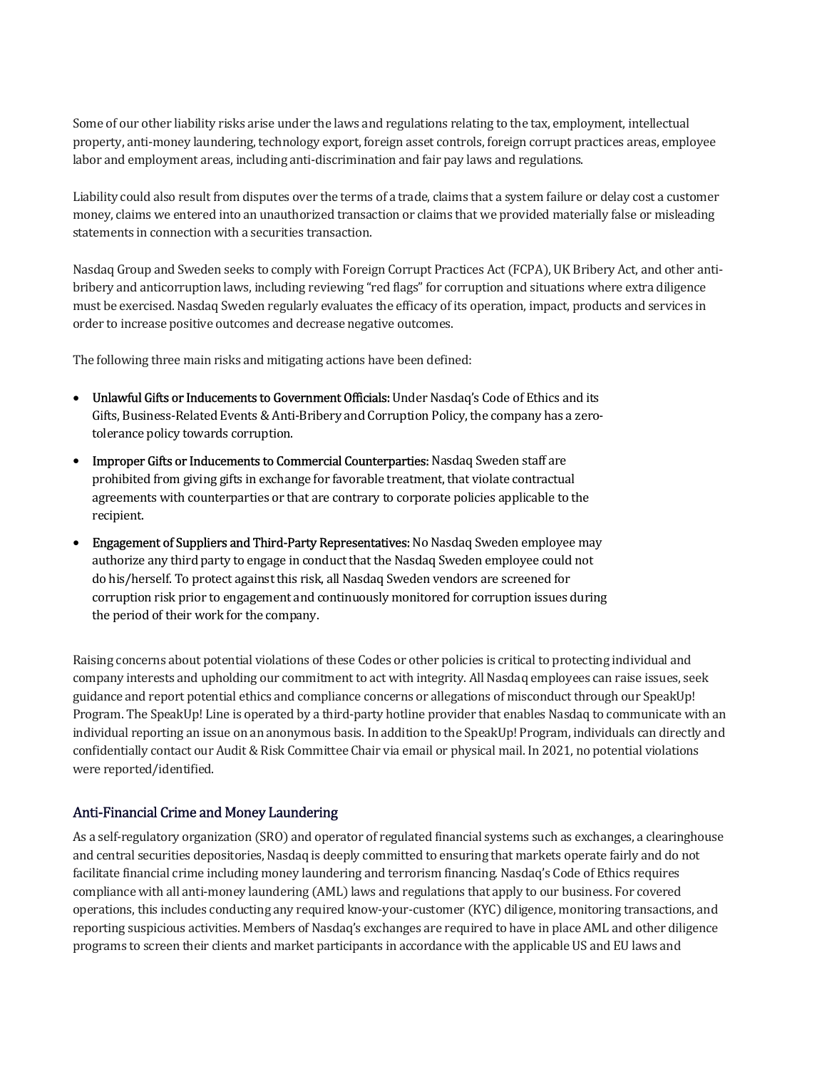Some of our other liability risks arise under the laws and regulations relating to the tax, employment, intellectual property, anti-money laundering, technology export, foreign asset controls, foreign corrupt practices areas, employee labor and employment areas, including anti-discrimination and fair pay laws and regulations.

Liability could also result from disputes over the terms of a trade, claims that a system failure or delay cost a customer money, claims we entered into an unauthorized transaction or claims that we provided materially false or misleading statements in connection with a securities transaction.

Nasdaq Group and Sweden seeks to comply with Foreign Corrupt Practices Act (FCPA), UK Bribery Act, and other anti-bribery and anticorruption laws, including reviewing "red flags" for corruption and situations where extra diligence must be exercised. Nasdaq Sweden regularly evaluates the efficacy of its operation, impact, products and services in order to increase positive outcomes and decrease negative outcomes.

The following three main risks and mitigating actions have been defined:

- **Unlawful Gifts or Inducements to Government Officials:** Under Nasdaq's Code of Ethics and its Gifts, Business-Related Events & Anti-Bribery and Corruption Policy, the company has a zero-tolerance policy towards corruption.
- **Improper Gifts or Inducements to Commercial Counterparties:** Nasdaq Sweden staff are prohibited from giving gifts in exchange for favorable treatment, that violate contractual agreements with counterparties or that are contrary to corporate policies applicable to the recipient.
- **Engagement of Suppliers and Third-Party Representatives:** No Nasdaq Sweden employee may authorize any third party to engage in conduct that the Nasdaq Sweden employee could not do his/herself. To protect against this risk, all Nasdaq Sweden vendors are screened for corruption risk prior to engagement and continuously monitored for corruption issues during the period of their work for the company.

Raising concerns about potential violations of these Codes or other policies is critical to protecting individual and company interests and upholding our commitment to act with integrity. All Nasdaq employees can raise issues, seek guidance and report potential ethics and compliance concerns or allegations of misconduct through our SpeakUp! Program. The SpeakUp! Line is operated by a third-party hotline provider that enables Nasdaq to communicate with an individual reporting an issue on an anonymous basis. In addition to the SpeakUp! Program, individuals can directly and confidentially contact our Audit & Risk Committee Chair via email or physical mail. In 2021, no potential violations were reported/identified.

## Anti-Financial Crime and Money Laundering

As a self-regulatory organization (SRO) and operator of regulated financial systems such as exchanges, a clearinghouse and central securities depositories, Nasdaq is deeply committed to ensuring that markets operate fairly and do not facilitate financial crime including money laundering and terrorism financing. Nasdaq's Code of Ethics requires compliance with all anti-money laundering (AML) laws and regulations that apply to our business. For covered operations, this includes conducting any required know-your-customer (KYC) diligence, monitoring transactions, and reporting suspicious activities. Members of Nasdaq's exchanges are required to have in place AML and other diligence programs to screen their clients and market participants in accordance with the applicable US and EU laws and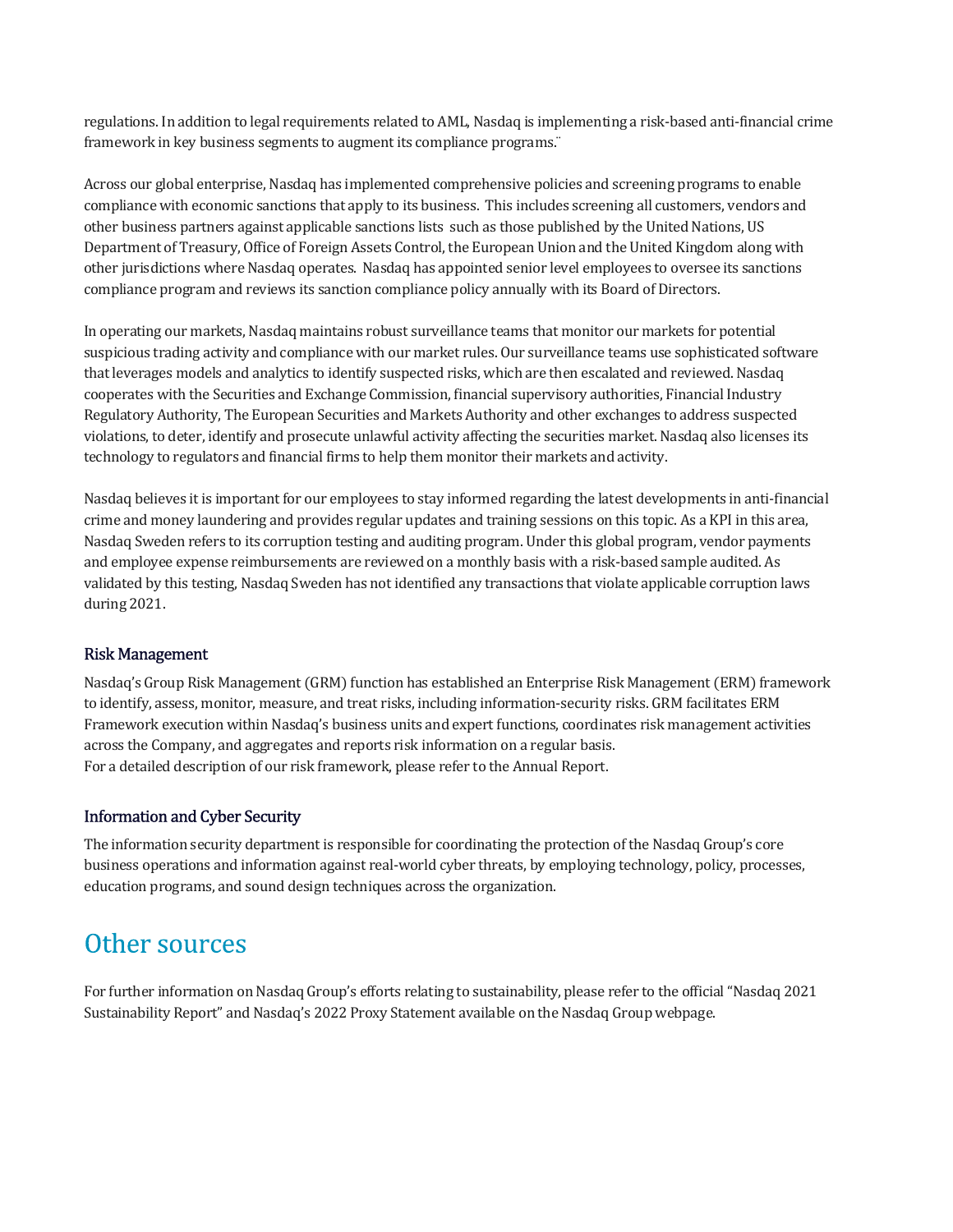regulations. In addition to legal requirements related to AML, Nasdaq is implementing a risk-based anti-financial crime framework in key business segments to augment its compliance programs.¨

Across our global enterprise, Nasdaq has implemented comprehensive policies and screening programs to enable compliance with economic sanctions that apply to its business. This includes screening all customers, vendors and other business partners against applicable sanctions lists such as those published by the United Nations, US Department of Treasury, Office of Foreign Assets Control, the European Union and the United Kingdom along with other jurisdictions where Nasdaq operates. Nasdaq has appointed senior level employees to oversee its sanctions compliance program and reviews its sanction compliance policy annually with its Board of Directors.

In operating our markets, Nasdaq maintains robust surveillance teams that monitor our markets for potential suspicious trading activity and compliance with our market rules. Our surveillance teams use sophisticated software that leverages models and analytics to identify suspected risks, which are then escalated and reviewed. Nasdaq cooperates with the Securities and Exchange Commission, financial supervisory authorities, Financial Industry Regulatory Authority, The European Securities and Markets Authority and other exchanges to address suspected violations, to deter, identify and prosecute unlawful activity affecting the securities market. Nasdaq also licenses its technology to regulators and financial firms to help them monitor their markets and activity.

Nasdaq believes it is important for our employees to stay informed regarding the latest developments in anti-financial crime and money laundering and provides regular updates and training sessions on this topic. As a KPI in this area, Nasdaq Sweden refers to its corruption testing and auditing program. Under this global program, vendor payments and employee expense reimbursements are reviewed on a monthly basis with a risk-based sample audited. As validated by this testing, Nasdaq Sweden has not identified any transactions that violate applicable corruption laws during 2021.

### Risk Management

Nasdaq's Group Risk Management (GRM) function has established an Enterprise Risk Management (ERM) framework to identify, assess, monitor, measure, and treat risks, including information-security risks. GRM facilitates ERM Framework execution within Nasdaq's business units and expert functions, coordinates risk management activities across the Company, and aggregates and reports risk information on a regular basis.
For a detailed description of our risk framework, please refer to the Annual Report.

### Information and Cyber Security

The information security department is responsible for coordinating the protection of the Nasdaq Group's core business operations and information against real-world cyber threats, by employing technology, policy, processes, education programs, and sound design techniques across the organization.

## Other sources

For further information on Nasdaq Group's efforts relating to sustainability, please refer to the official "Nasdaq 2021 Sustainability Report" and Nasdaq's 2022 Proxy Statement available on the Nasdaq Group webpage.